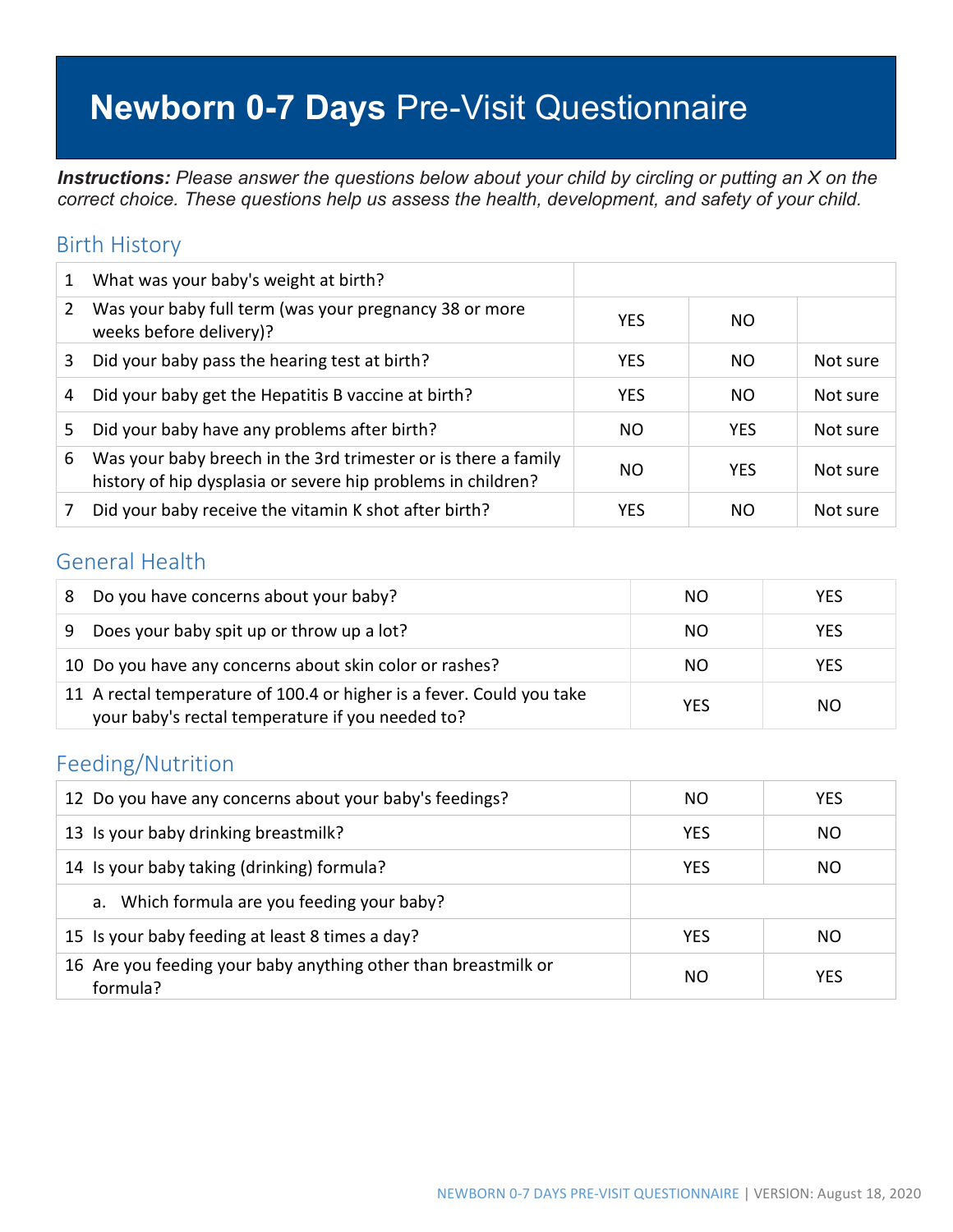# **Newborn 0-7 Days** Pre-Visit Questionnaire

***Instructions:*** *Please answer the questions below about your child by circling or putting an X on the correct choice. These questions help us assess the health, development, and safety of your child.*

## Birth History

| | | | | |
|---|---|---|---|---|
| 1 | What was your baby's weight at birth? | | | |
| 2 | Was your baby full term (was your pregnancy 38 or more weeks before delivery)? | YES | NO | |
| 3 | Did your baby pass the hearing test at birth? | YES | NO | Not sure |
| 4 | Did your baby get the Hepatitis B vaccine at birth? | YES | NO | Not sure |
| 5 | Did your baby have any problems after birth? | NO | YES | Not sure |
| 6 | Was your baby breech in the 3rd trimester or is there a family history of hip dysplasia or severe hip problems in children? | NO | YES | Not sure |
| 7 | Did your baby receive the vitamin K shot after birth? | YES | NO | Not sure |

## General Health

| | | | |
|---|---|---|---|
| 8 | Do you have concerns about your baby? | NO | YES |
| 9 | Does your baby spit up or throw up a lot? | NO | YES |
| 10 | Do you have any concerns about skin color or rashes? | NO | YES |
| 11 | A rectal temperature of 100.4 or higher is a fever. Could you take your baby's rectal temperature if you needed to? | YES | NO |

## Feeding/Nutrition

| | | | |
|---|---|---|---|
| 12 | Do you have any concerns about your baby's feedings? | NO | YES |
| 13 | Is your baby drinking breastmilk? | YES | NO |
| 14 | Is your baby taking (drinking) formula? | YES | NO |
| | a. Which formula are you feeding your baby? | | |
| 15 | Is your baby feeding at least 8 times a day? | YES | NO |
| 16 | Are you feeding your baby anything other than breastmilk or formula? | NO | YES |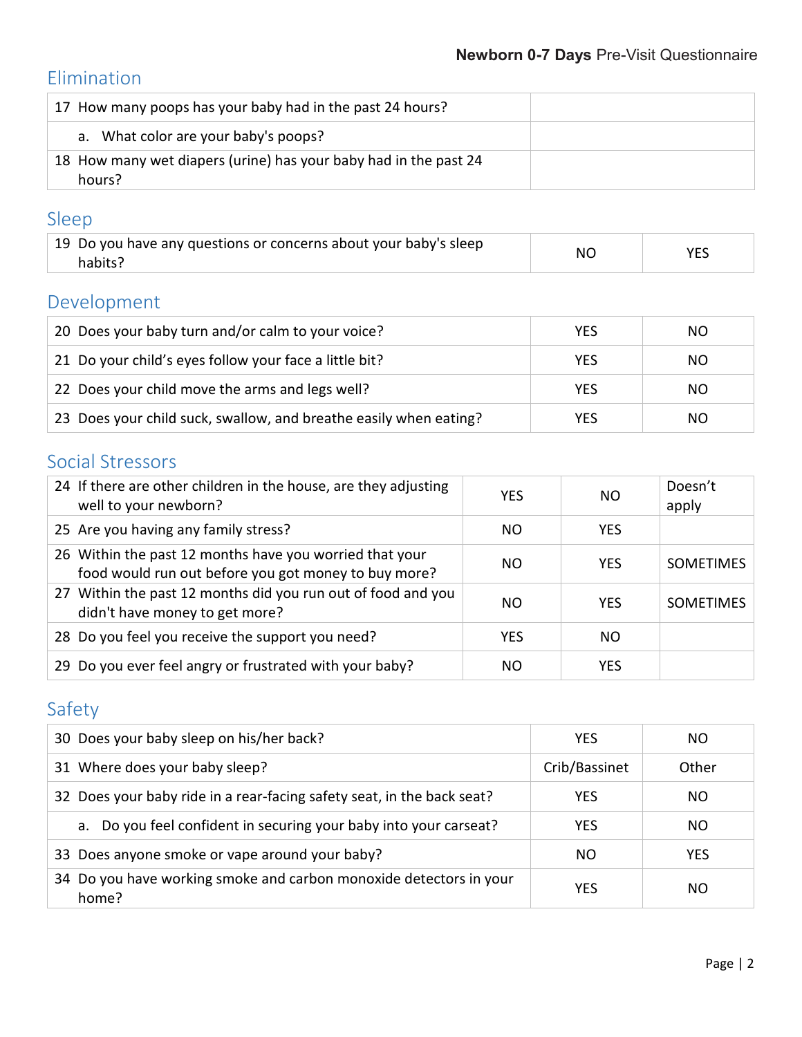## Elimination

| | |
|---|---|
| 17 How many poops has your baby had in the past 24 hours? | |
| a. What color are your baby's poops? | |
| 18 How many wet diapers (urine) has your baby had in the past 24 hours? | |

## Sleep

| | | |
|---|---|---|
| 19 Do you have any questions or concerns about your baby's sleep habits? | NO | YES |

## Development

| | | |
|---|---|---|
| 20 Does your baby turn and/or calm to your voice? | YES | NO |
| 21 Do your child's eyes follow your face a little bit? | YES | NO |
| 22 Does your child move the arms and legs well? | YES | NO |
| 23 Does your child suck, swallow, and breathe easily when eating? | YES | NO |

## Social Stressors

| | | | |
|---|---|---|---|
| 24 If there are other children in the house, are they adjusting well to your newborn? | YES | NO | Doesn't apply |
| 25 Are you having any family stress? | NO | YES | |
| 26 Within the past 12 months have you worried that your food would run out before you got money to buy more? | NO | YES | SOMETIMES |
| 27 Within the past 12 months did you run out of food and you didn't have money to get more? | NO | YES | SOMETIMES |
| 28 Do you feel you receive the support you need? | YES | NO | |
| 29 Do you ever feel angry or frustrated with your baby? | NO | YES | |

## Safety

| | | |
|---|---|---|
| 30 Does your baby sleep on his/her back? | YES | NO |
| 31 Where does your baby sleep? | Crib/Bassinet | Other |
| 32 Does your baby ride in a rear-facing safety seat, in the back seat? | YES | NO |
| a. Do you feel confident in securing your baby into your carseat? | YES | NO |
| 33 Does anyone smoke or vape around your baby? | NO | YES |
| 34 Do you have working smoke and carbon monoxide detectors in your home? | YES | NO |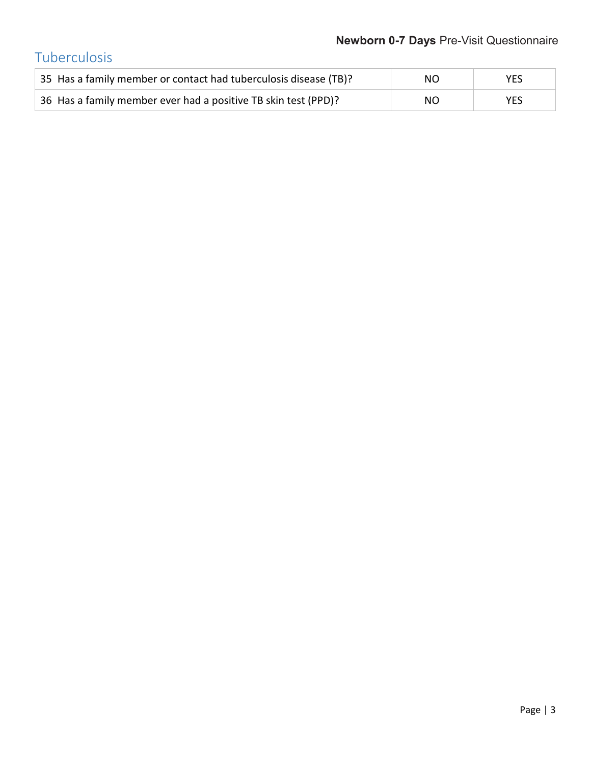## Tuberculosis

| | | |
|---|---|---|
| 35 Has a family member or contact had tuberculosis disease (TB)? | NO | YES |
| 36 Has a family member ever had a positive TB skin test (PPD)? | NO | YES |